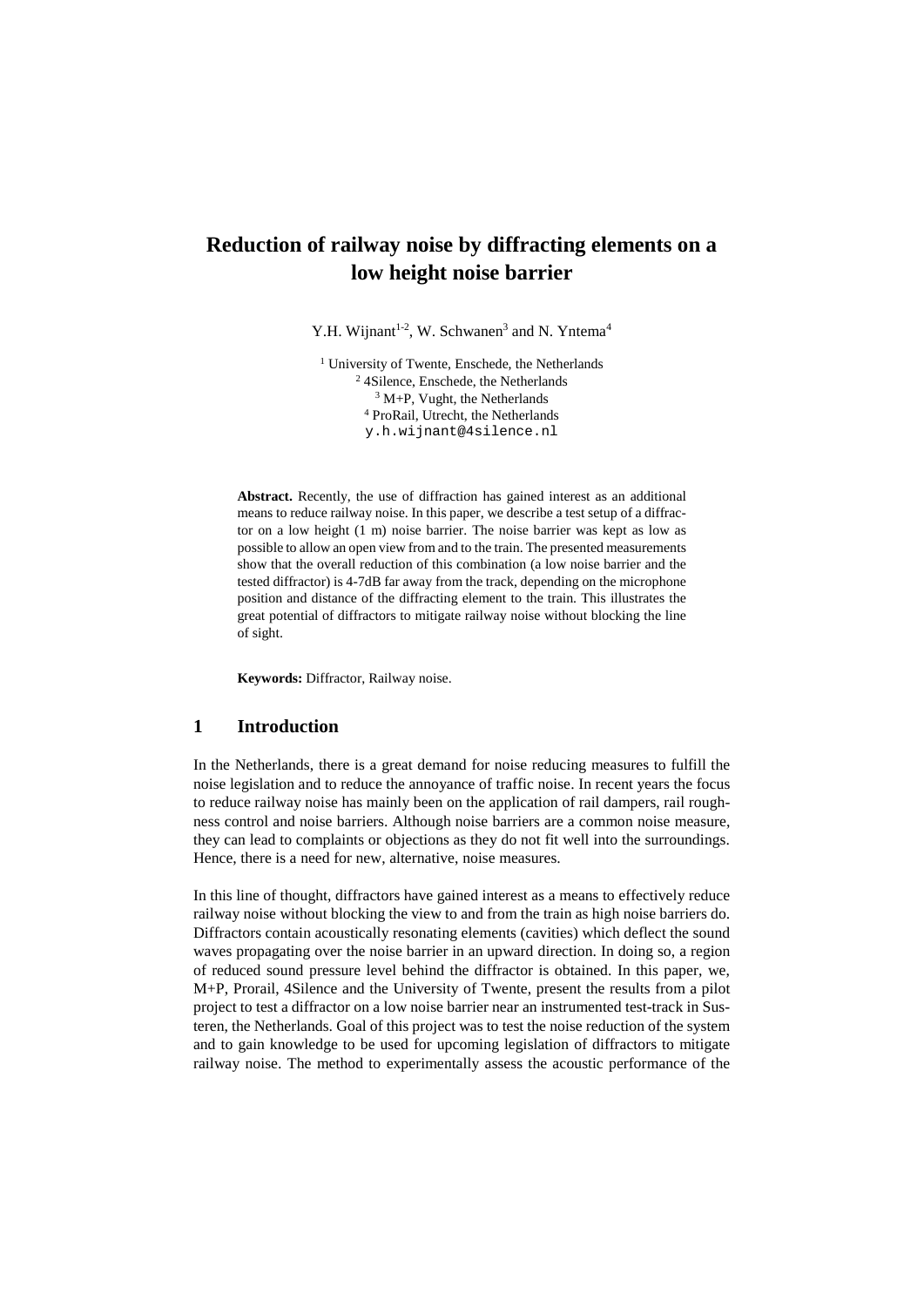# Reduction of railway noise by diffracting elements on a low height noise barrier

Y.H. Wijnant[1-2], W. Schwanen[3] and N. Yntema[4]

[1] University of Twente, Enschede, the Netherlands
[2] 4Silence, Enschede, the Netherlands
[3] M+P, Vught, the Netherlands
[4] ProRail, Utrecht, the Netherlands
y.h.wijnant@4silence.nl

**Abstract.** Recently, the use of diffraction has gained interest as an additional means to reduce railway noise. In this paper, we describe a test setup of a diffractor on a low height (1 m) noise barrier. The noise barrier was kept as low as possible to allow an open view from and to the train. The presented measurements show that the overall reduction of this combination (a low noise barrier and the tested diffractor) is 4-7dB far away from the track, depending on the microphone position and distance of the diffracting element to the train. This illustrates the great potential of diffractors to mitigate railway noise without blocking the line of sight.

**Keywords:** Diffractor, Railway noise.

## 1 Introduction

In the Netherlands, there is a great demand for noise reducing measures to fulfill the noise legislation and to reduce the annoyance of traffic noise. In recent years the focus to reduce railway noise has mainly been on the application of rail dampers, rail roughness control and noise barriers. Although noise barriers are a common noise measure, they can lead to complaints or objections as they do not fit well into the surroundings. Hence, there is a need for new, alternative, noise measures.

In this line of thought, diffractors have gained interest as a means to effectively reduce railway noise without blocking the view to and from the train as high noise barriers do. Diffractors contain acoustically resonating elements (cavities) which deflect the sound waves propagating over the noise barrier in an upward direction. In doing so, a region of reduced sound pressure level behind the diffractor is obtained. In this paper, we, M+P, Prorail, 4Silence and the University of Twente, present the results from a pilot project to test a diffractor on a low noise barrier near an instrumented test-track in Susteren, the Netherlands. Goal of this project was to test the noise reduction of the system and to gain knowledge to be used for upcoming legislation of diffractors to mitigate railway noise. The method to experimentally assess the acoustic performance of the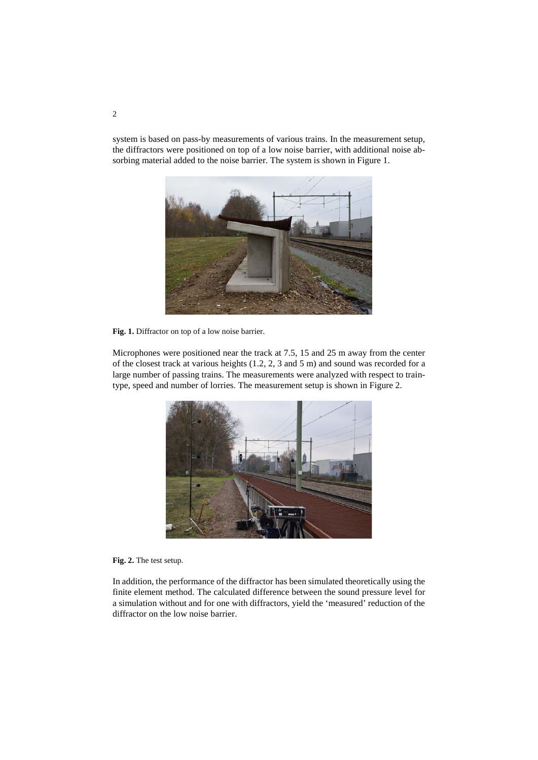system is based on pass-by measurements of various trains. In the measurement setup, the diffractors were positioned on top of a low noise barrier, with additional noise absorbing material added to the noise barrier. The system is shown in Figure 1.

**Fig. 1.** Diffractor on top of a low noise barrier.

Microphones were positioned near the track at 7.5, 15 and 25 m away from the center of the closest track at various heights (1.2, 2, 3 and 5 m) and sound was recorded for a large number of passing trains. The measurements were analyzed with respect to train-type, speed and number of lorries. The measurement setup is shown in Figure 2.

**Fig. 2.** The test setup.

In addition, the performance of the diffractor has been simulated theoretically using the finite element method. The calculated difference between the sound pressure level for a simulation without and for one with diffractors, yield the 'measured' reduction of the diffractor on the low noise barrier.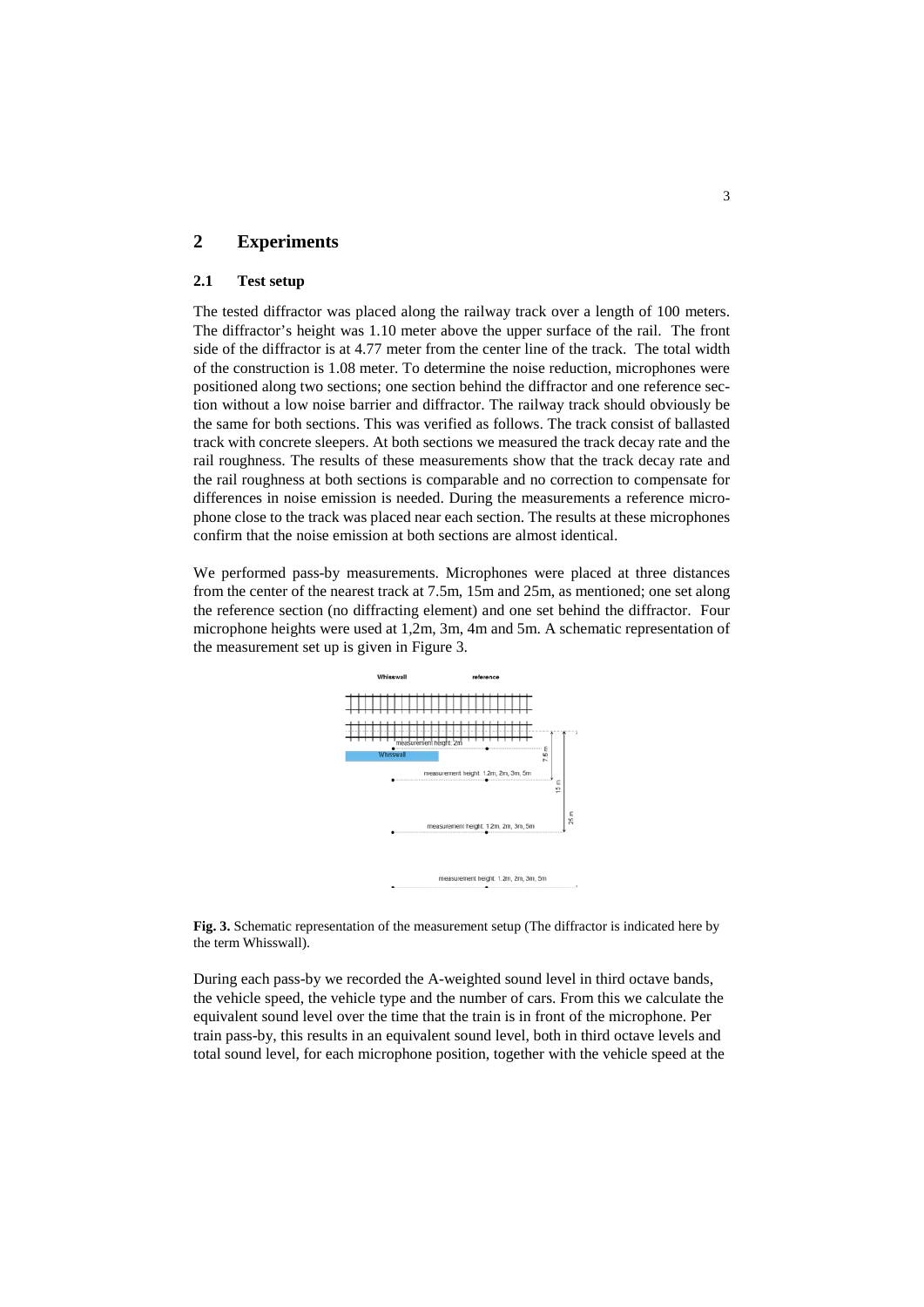## 2 Experiments

### 2.1 Test setup

The tested diffractor was placed along the railway track over a length of 100 meters. The diffractor's height was 1.10 meter above the upper surface of the rail. The front side of the diffractor is at 4.77 meter from the center line of the track. The total width of the construction is 1.08 meter. To determine the noise reduction, microphones were positioned along two sections; one section behind the diffractor and one reference section without a low noise barrier and diffractor. The railway track should obviously be the same for both sections. This was verified as follows. The track consist of ballasted track with concrete sleepers. At both sections we measured the track decay rate and the rail roughness. The results of these measurements show that the track decay rate and the rail roughness at both sections is comparable and no correction to compensate for differences in noise emission is needed. During the measurements a reference microphone close to the track was placed near each section. The results at these microphones confirm that the noise emission at both sections are almost identical.

We performed pass-by measurements. Microphones were placed at three distances from the center of the nearest track at 7.5m, 15m and 25m, as mentioned; one set along the reference section (no diffracting element) and one set behind the diffractor. Four microphone heights were used at 1,2m, 3m, 4m and 5m. A schematic representation of the measurement set up is given in Figure 3.

**Fig. 3.** Schematic representation of the measurement setup (The diffractor is indicated here by the term Whisswall).

During each pass-by we recorded the A-weighted sound level in third octave bands, the vehicle speed, the vehicle type and the number of cars. From this we calculate the equivalent sound level over the time that the train is in front of the microphone. Per train pass-by, this results in an equivalent sound level, both in third octave levels and total sound level, for each microphone position, together with the vehicle speed at the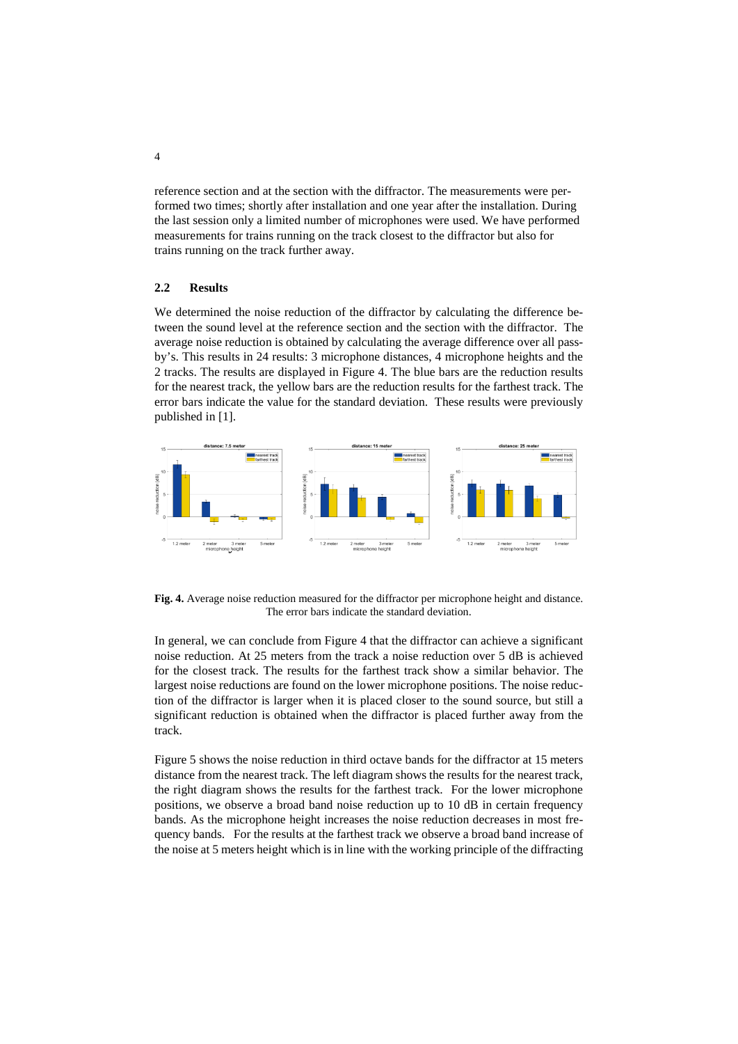reference section and at the section with the diffractor. The measurements were performed two times; shortly after installation and one year after the installation. During the last session only a limited number of microphones were used. We have performed measurements for trains running on the track closest to the diffractor but also for trains running on the track further away.

### 2.2 Results

We determined the noise reduction of the diffractor by calculating the difference between the sound level at the reference section and the section with the diffractor. The average noise reduction is obtained by calculating the average difference over all pass-by's. This results in 24 results: 3 microphone distances, 4 microphone heights and the 2 tracks. The results are displayed in Figure 4. The blue bars are the reduction results for the nearest track, the yellow bars are the reduction results for the farthest track. The error bars indicate the value for the standard deviation. These results were previously published in [1].

**Fig. 4.** Average noise reduction measured for the diffractor per microphone height and distance. The error bars indicate the standard deviation.

In general, we can conclude from Figure 4 that the diffractor can achieve a significant noise reduction. At 25 meters from the track a noise reduction over 5 dB is achieved for the closest track. The results for the farthest track show a similar behavior. The largest noise reductions are found on the lower microphone positions. The noise reduction of the diffractor is larger when it is placed closer to the sound source, but still a significant reduction is obtained when the diffractor is placed further away from the track.

Figure 5 shows the noise reduction in third octave bands for the diffractor at 15 meters distance from the nearest track. The left diagram shows the results for the nearest track, the right diagram shows the results for the farthest track. For the lower microphone positions, we observe a broad band noise reduction up to 10 dB in certain frequency bands. As the microphone height increases the noise reduction decreases in most frequency bands. For the results at the farthest track we observe a broad band increase of the noise at 5 meters height which is in line with the working principle of the diffracting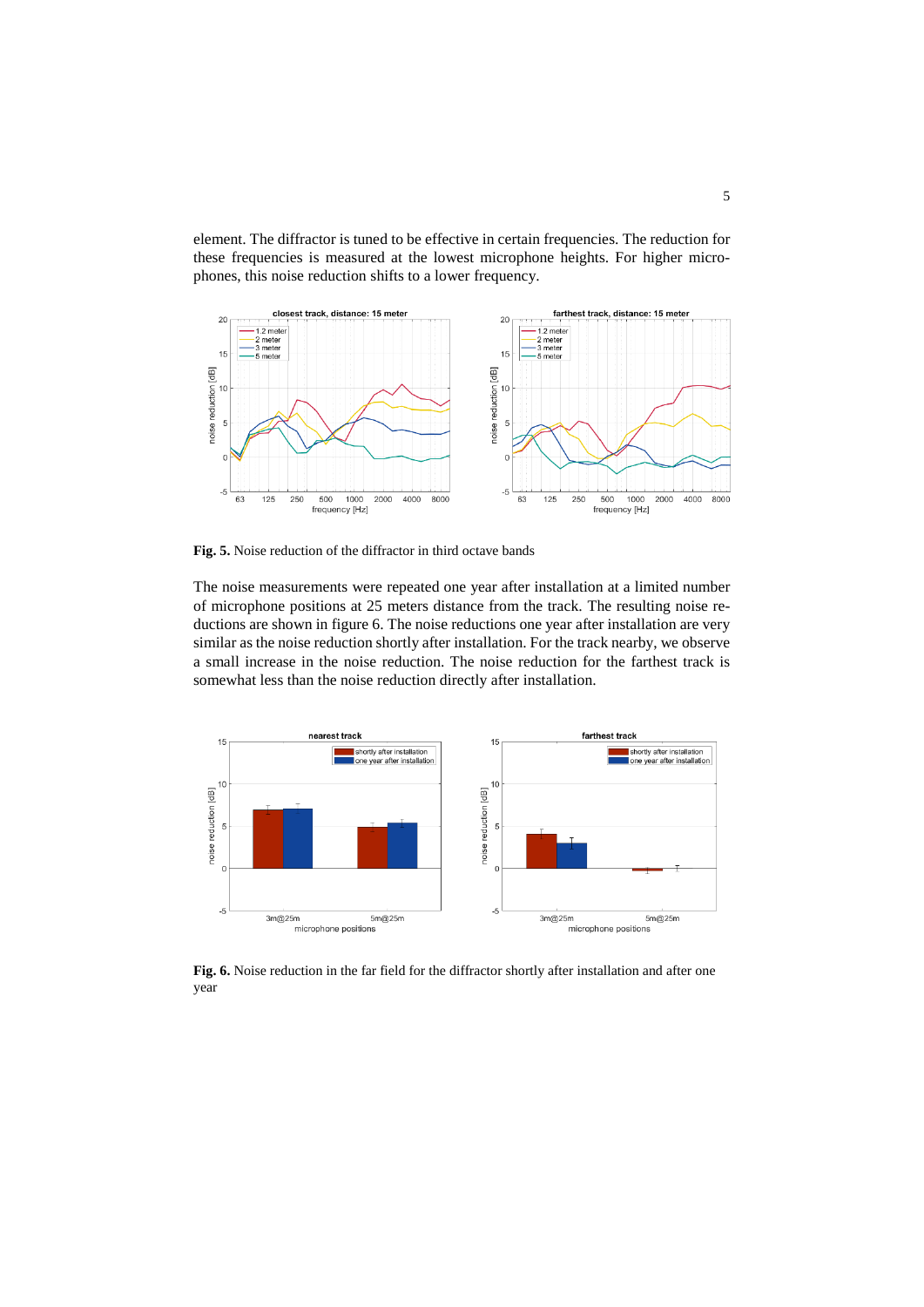element. The diffractor is tuned to be effective in certain frequencies. The reduction for these frequencies is measured at the lowest microphone heights. For higher microphones, this noise reduction shifts to a lower frequency.

**Fig. 5.** Noise reduction of the diffractor in third octave bands

The noise measurements were repeated one year after installation at a limited number of microphone positions at 25 meters distance from the track. The resulting noise reductions are shown in figure 6. The noise reductions one year after installation are very similar as the noise reduction shortly after installation. For the track nearby, we observe a small increase in the noise reduction. The noise reduction for the farthest track is somewhat less than the noise reduction directly after installation.

**Fig. 6.** Noise reduction in the far field for the diffractor shortly after installation and after one year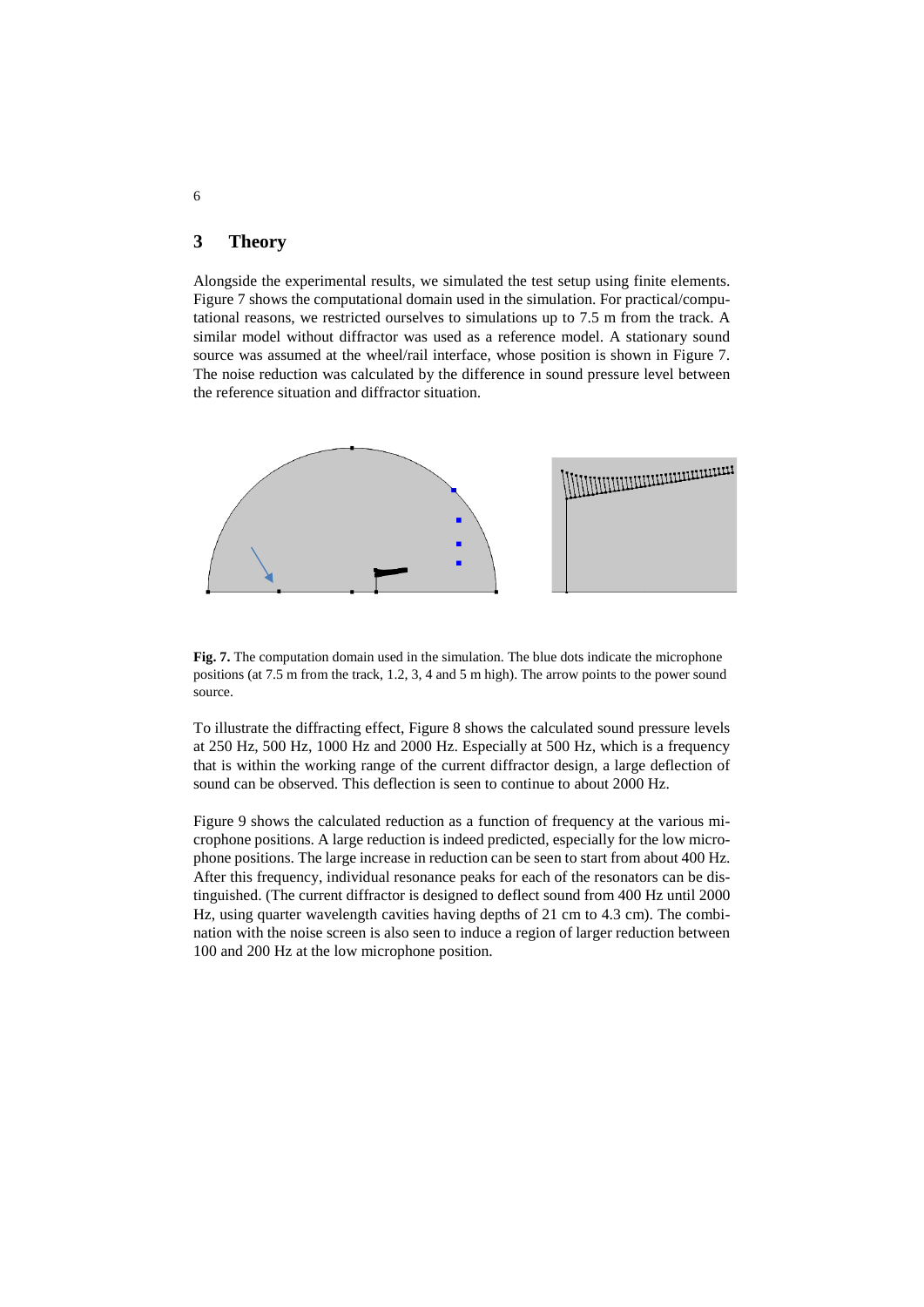## 3 Theory

Alongside the experimental results, we simulated the test setup using finite elements. Figure 7 shows the computational domain used in the simulation. For practical/computational reasons, we restricted ourselves to simulations up to 7.5 m from the track. A similar model without diffractor was used as a reference model. A stationary sound source was assumed at the wheel/rail interface, whose position is shown in Figure 7. The noise reduction was calculated by the difference in sound pressure level between the reference situation and diffractor situation.

**Fig. 7.** The computation domain used in the simulation. The blue dots indicate the microphone positions (at 7.5 m from the track, 1.2, 3, 4 and 5 m high). The arrow points to the power sound source.

To illustrate the diffracting effect, Figure 8 shows the calculated sound pressure levels at 250 Hz, 500 Hz, 1000 Hz and 2000 Hz. Especially at 500 Hz, which is a frequency that is within the working range of the current diffractor design, a large deflection of sound can be observed. This deflection is seen to continue to about 2000 Hz.

Figure 9 shows the calculated reduction as a function of frequency at the various microphone positions. A large reduction is indeed predicted, especially for the low microphone positions. The large increase in reduction can be seen to start from about 400 Hz. After this frequency, individual resonance peaks for each of the resonators can be distinguished. (The current diffractor is designed to deflect sound from 400 Hz until 2000 Hz, using quarter wavelength cavities having depths of 21 cm to 4.3 cm). The combination with the noise screen is also seen to induce a region of larger reduction between 100 and 200 Hz at the low microphone position.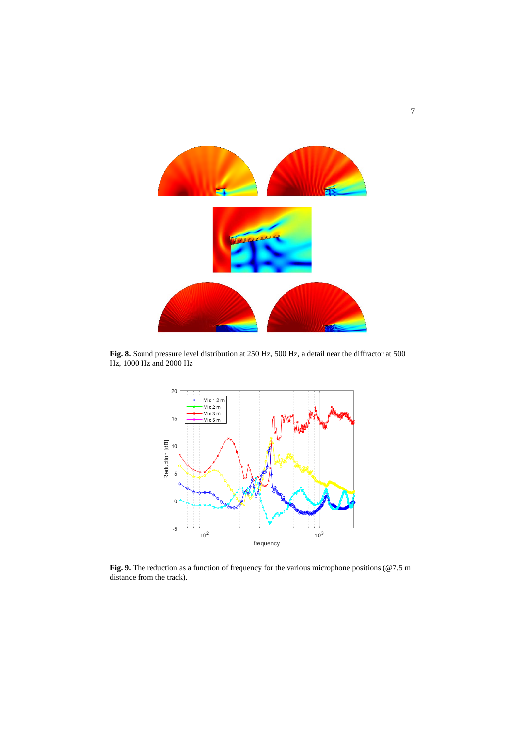**Fig. 8.** Sound pressure level distribution at 250 Hz, 500 Hz, a detail near the diffractor at 500 Hz, 1000 Hz and 2000 Hz

**Fig. 9.** The reduction as a function of frequency for the various microphone positions (@7.5 m distance from the track).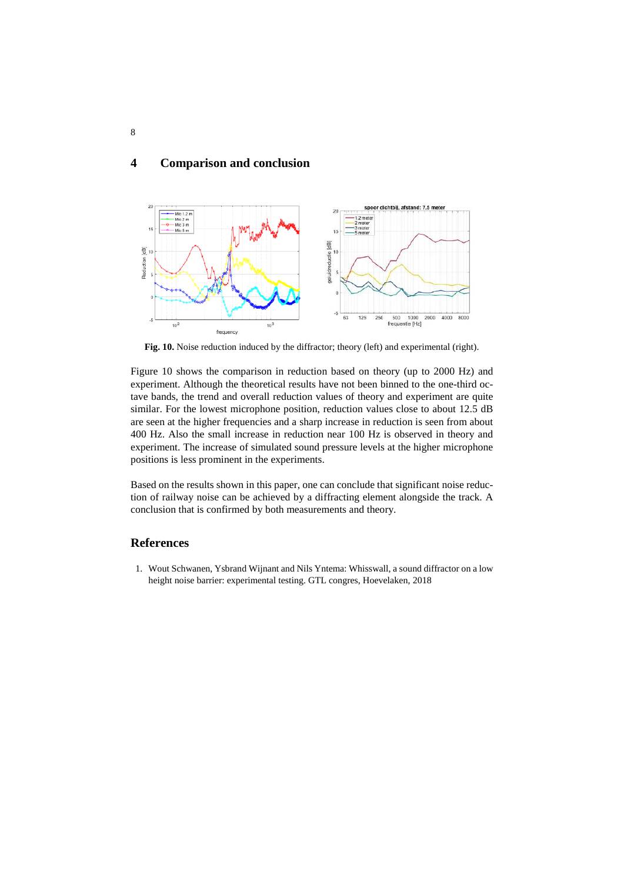## 4 Comparison and conclusion

Mic 1.2 m
Mic 2 m
Mic 3 m
Mic 5 m
Reduction [dB]
frequency
$10^2$
$10^3$

spoor dichtbij, afstand: 7.5 meter
1.2 meter
2 meter
3 meter
5 meter
geluidreductie [dB]
frequentie [Hz]
63 125 250 500 1000 2000 4000 8000

**Fig. 10.** Noise reduction induced by the diffractor; theory (left) and experimental (right).

Figure 10 shows the comparison in reduction based on theory (up to 2000 Hz) and experiment. Although the theoretical results have not been binned to the one-third octave bands, the trend and overall reduction values of theory and experiment are quite similar. For the lowest microphone position, reduction values close to about 12.5 dB are seen at the higher frequencies and a sharp increase in reduction is seen from about 400 Hz. Also the small increase in reduction near 100 Hz is observed in theory and experiment. The increase of simulated sound pressure levels at the higher microphone positions is less prominent in the experiments.

Based on the results shown in this paper, one can conclude that significant noise reduction of railway noise can be achieved by a diffracting element alongside the track. A conclusion that is confirmed by both measurements and theory.

## References

1. Wout Schwanen, Ysbrand Wijnant and Nils Yntema: Whisswall, a sound diffractor on a low height noise barrier: experimental testing. GTL congres, Hoevelaken, 2018